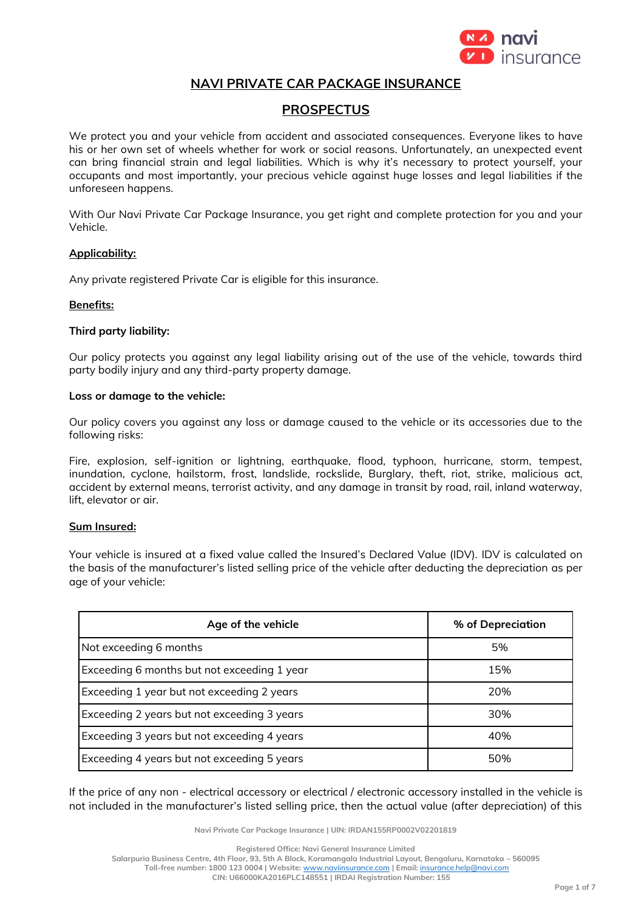# NAVI PRIVATE CAR PACKAGE INSURANCE

## PROSPECTUS

We protect you and your vehicle from accident and associated consequences. Everyone likes to have his or her own set of wheels whether for work or social reasons. Unfortunately, an unexpected event can bring financial strain and legal liabilities. Which is why it's necessary to protect yourself, your occupants and most importantly, your precious vehicle against huge losses and legal liabilities if the unforeseen happens.

With Our Navi Private Car Package Insurance, you get right and complete protection for you and your Vehicle.

### Applicability:

Any private registered Private Car is eligible for this insurance.

### Benefits:

**Third party liability:**

Our policy protects you against any legal liability arising out of the use of the vehicle, towards third party bodily injury and any third-party property damage.

**Loss or damage to the vehicle:**

Our policy covers you against any loss or damage caused to the vehicle or its accessories due to the following risks:

Fire, explosion, self-ignition or lightning, earthquake, flood, typhoon, hurricane, storm, tempest, inundation, cyclone, hailstorm, frost, landslide, rockslide, Burglary, theft, riot, strike, malicious act, accident by external means, terrorist activity, and any damage in transit by road, rail, inland waterway, lift, elevator or air.

### Sum Insured:

Your vehicle is insured at a fixed value called the Insured's Declared Value (IDV). IDV is calculated on the basis of the manufacturer's listed selling price of the vehicle after deducting the depreciation as per age of your vehicle:

| Age of the vehicle | % of Depreciation |
|---|---|
| Not exceeding 6 months | 5% |
| Exceeding 6 months but not exceeding 1 year | 15% |
| Exceeding 1 year but not exceeding 2 years | 20% |
| Exceeding 2 years but not exceeding 3 years | 30% |
| Exceeding 3 years but not exceeding 4 years | 40% |
| Exceeding 4 years but not exceeding 5 years | 50% |

If the price of any non - electrical accessory or electrical / electronic accessory installed in the vehicle is not included in the manufacturer's listed selling price, then the actual value (after depreciation) of this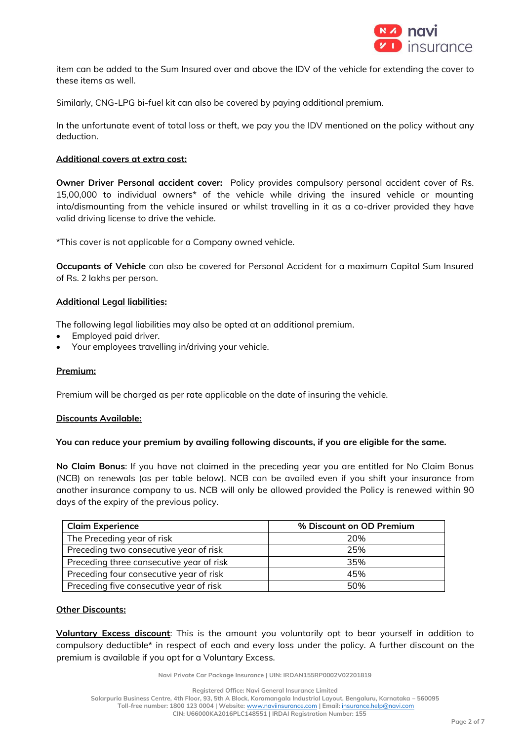item can be added to the Sum Insured over and above the IDV of the vehicle for extending the cover to these items as well.

Similarly, CNG-LPG bi-fuel kit can also be covered by paying additional premium.

In the unfortunate event of total loss or theft, we pay you the IDV mentioned on the policy without any deduction.

<u>**Additional covers at extra cost:**</u>

**Owner Driver Personal accident cover:** Policy provides compulsory personal accident cover of Rs. 15,00,000 to individual owners* of the vehicle while driving the insured vehicle or mounting into/dismounting from the vehicle insured or whilst travelling in it as a co-driver provided they have valid driving license to drive the vehicle.

*This cover is not applicable for a Company owned vehicle.

**Occupants of Vehicle** can also be covered for Personal Accident for a maximum Capital Sum Insured of Rs. 2 lakhs per person.

<u>**Additional Legal liabilities:**</u>

The following legal liabilities may also be opted at an additional premium.

- Employed paid driver.
- Your employees travelling in/driving your vehicle.

<u>**Premium:**</u>

Premium will be charged as per rate applicable on the date of insuring the vehicle.

<u>**Discounts Available:**</u>

**You can reduce your premium by availing following discounts, if you are eligible for the same.**

**No Claim Bonus**: If you have not claimed in the preceding year you are entitled for No Claim Bonus (NCB) on renewals (as per table below). NCB can be availed even if you shift your insurance from another insurance company to us. NCB will only be allowed provided the Policy is renewed within 90 days of the expiry of the previous policy.

| Claim Experience | % Discount on OD Premium |
|---|---|
| The Preceding year of risk | 20% |
| Preceding two consecutive year of risk | 25% |
| Preceding three consecutive year of risk | 35% |
| Preceding four consecutive year of risk | 45% |
| Preceding five consecutive year of risk | 50% |

<u>**Other Discounts:**</u>

<u>**Voluntary Excess discount**</u>: This is the amount you voluntarily opt to bear yourself in addition to compulsory deductible* in respect of each and every loss under the policy. A further discount on the premium is available if you opt for a Voluntary Excess.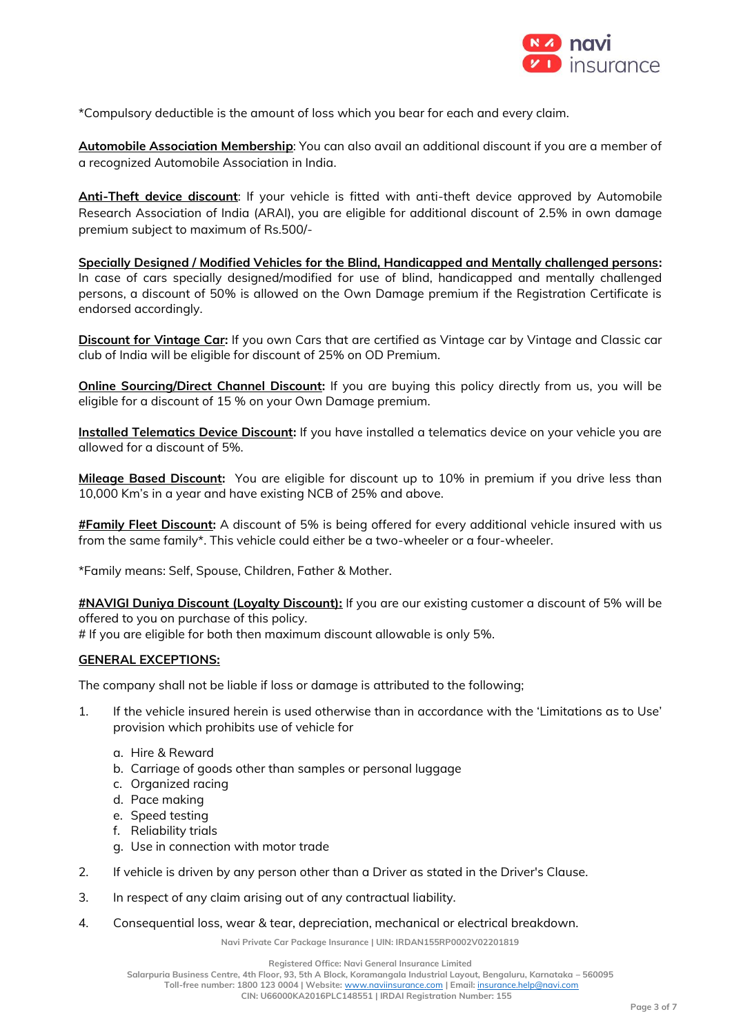*Compulsory deductible is the amount of loss which you bear for each and every claim.

**Automobile Association Membership**: You can also avail an additional discount if you are a member of a recognized Automobile Association in India.

**Anti-Theft device discount**: If your vehicle is fitted with anti-theft device approved by Automobile Research Association of India (ARAI), you are eligible for additional discount of 2.5% in own damage premium subject to maximum of Rs.500/-

**Specially Designed / Modified Vehicles for the Blind, Handicapped and Mentally challenged persons:** In case of cars specially designed/modified for use of blind, handicapped and mentally challenged persons, a discount of 50% is allowed on the Own Damage premium if the Registration Certificate is endorsed accordingly.

**Discount for Vintage Car:** If you own Cars that are certified as Vintage car by Vintage and Classic car club of India will be eligible for discount of 25% on OD Premium.

**Online Sourcing/Direct Channel Discount:** If you are buying this policy directly from us, you will be eligible for a discount of 15 % on your Own Damage premium.

**Installed Telematics Device Discount:** If you have installed a telematics device on your vehicle you are allowed for a discount of 5%.

**Mileage Based Discount:** You are eligible for discount up to 10% in premium if you drive less than 10,000 Km's in a year and have existing NCB of 25% and above.

**#Family Fleet Discount:** A discount of 5% is being offered for every additional vehicle insured with us from the same family*. This vehicle could either be a two-wheeler or a four-wheeler.

*Family means: Self, Spouse, Children, Father & Mother.

**#NAVIGI Duniya Discount (Loyalty Discount):** If you are our existing customer a discount of 5% will be offered to you on purchase of this policy.
# If you are eligible for both then maximum discount allowable is only 5%.

**GENERAL EXCEPTIONS:**

The company shall not be liable if loss or damage is attributed to the following;

1. If the vehicle insured herein is used otherwise than in accordance with the 'Limitations as to Use' provision which prohibits use of vehicle for
   a. Hire & Reward
   b. Carriage of goods other than samples or personal luggage
   c. Organized racing
   d. Pace making
   e. Speed testing
   f. Reliability trials
   g. Use in connection with motor trade
2. If vehicle is driven by any person other than a Driver as stated in the Driver's Clause.
3. In respect of any claim arising out of any contractual liability.
4. Consequential loss, wear & tear, depreciation, mechanical or electrical breakdown.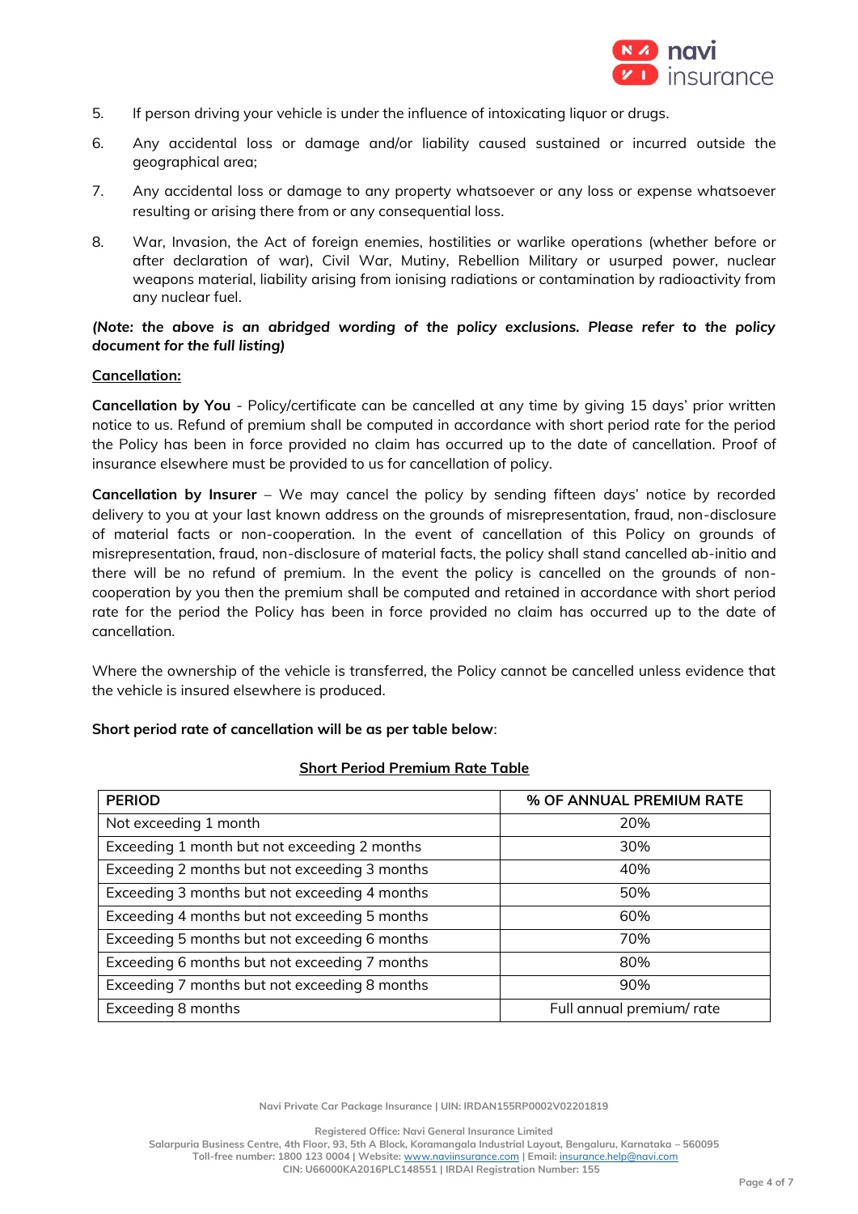5. If person driving your vehicle is under the influence of intoxicating liquor or drugs.
6. Any accidental loss or damage and/or liability caused sustained or incurred outside the geographical area;
7. Any accidental loss or damage to any property whatsoever or any loss or expense whatsoever resulting or arising there from or any consequential loss.
8. War, Invasion, the Act of foreign enemies, hostilities or warlike operations (whether before or after declaration of war), Civil War, Mutiny, Rebellion Military or usurped power, nuclear weapons material, liability arising from ionising radiations or contamination by radioactivity from any nuclear fuel.

***(Note: the above is an abridged wording of the policy exclusions. Please refer to the policy document for the full listing)***

**Cancellation:**

**Cancellation by You** - Policy/certificate can be cancelled at any time by giving 15 days' prior written notice to us. Refund of premium shall be computed in accordance with short period rate for the period the Policy has been in force provided no claim has occurred up to the date of cancellation. Proof of insurance elsewhere must be provided to us for cancellation of policy.

**Cancellation by Insurer** – We may cancel the policy by sending fifteen days' notice by recorded delivery to you at your last known address on the grounds of misrepresentation, fraud, non-disclosure of material facts or non-cooperation. In the event of cancellation of this Policy on grounds of misrepresentation, fraud, non-disclosure of material facts, the policy shall stand cancelled ab-initio and there will be no refund of premium. In the event the policy is cancelled on the grounds of non-cooperation by you then the premium shall be computed and retained in accordance with short period rate for the period the Policy has been in force provided no claim has occurred up to the date of cancellation.

Where the ownership of the vehicle is transferred, the Policy cannot be cancelled unless evidence that the vehicle is insured elsewhere is produced.

**Short period rate of cancellation will be as per table below**:

**Short Period Premium Rate Table**

| PERIOD | % OF ANNUAL PREMIUM RATE |
|---|---|
| Not exceeding 1 month | 20% |
| Exceeding 1 month but not exceeding 2 months | 30% |
| Exceeding 2 months but not exceeding 3 months | 40% |
| Exceeding 3 months but not exceeding 4 months | 50% |
| Exceeding 4 months but not exceeding 5 months | 60% |
| Exceeding 5 months but not exceeding 6 months | 70% |
| Exceeding 6 months but not exceeding 7 months | 80% |
| Exceeding 7 months but not exceeding 8 months | 90% |
| Exceeding 8 months | Full annual premium/ rate |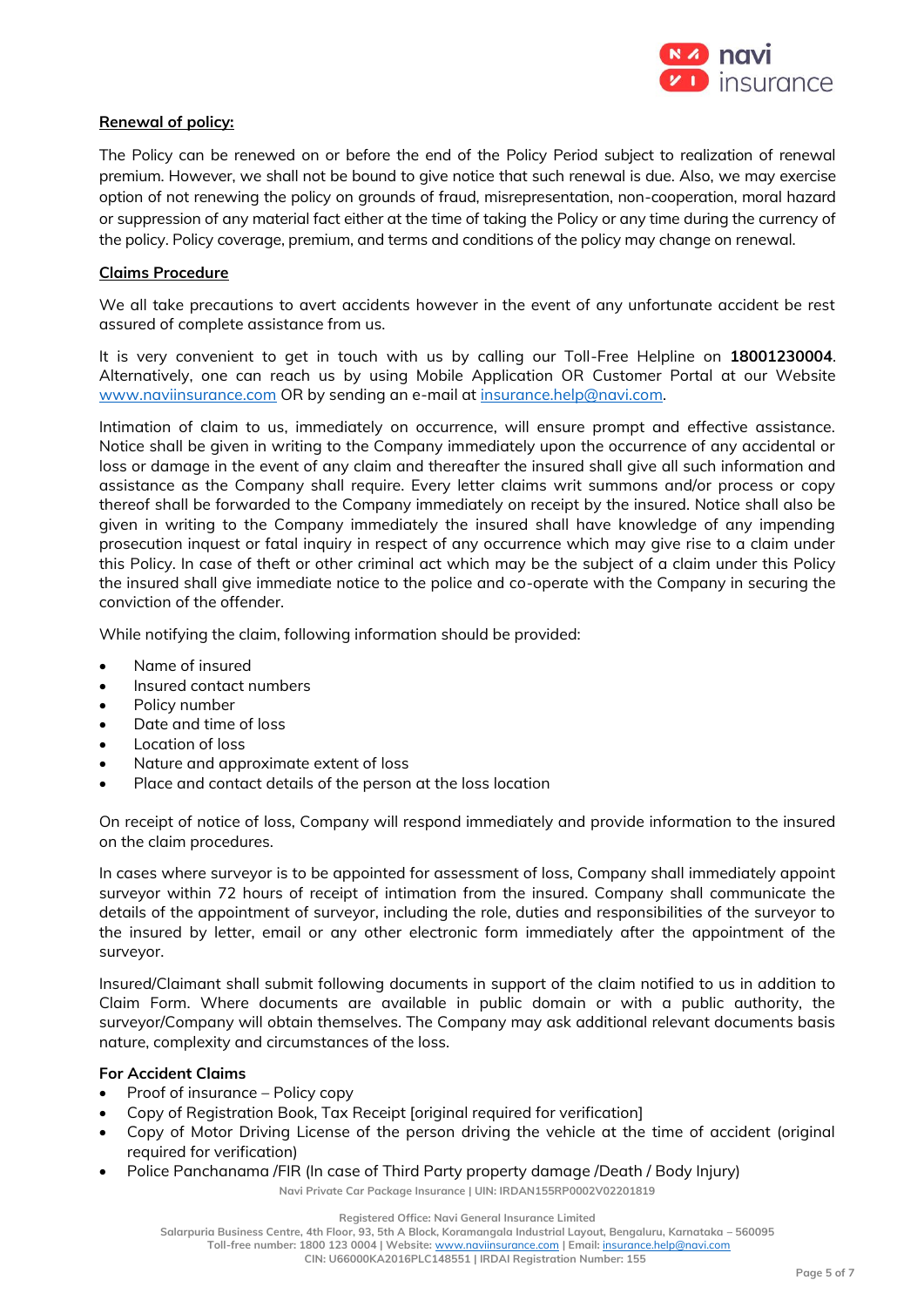**Renewal of policy:**

The Policy can be renewed on or before the end of the Policy Period subject to realization of renewal premium. However, we shall not be bound to give notice that such renewal is due. Also, we may exercise option of not renewing the policy on grounds of fraud, misrepresentation, non-cooperation, moral hazard or suppression of any material fact either at the time of taking the Policy or any time during the currency of the policy. Policy coverage, premium, and terms and conditions of the policy may change on renewal.

**Claims Procedure**

We all take precautions to avert accidents however in the event of any unfortunate accident be rest assured of complete assistance from us.

It is very convenient to get in touch with us by calling our Toll-Free Helpline on **18001230004**. Alternatively, one can reach us by using Mobile Application OR Customer Portal at our Website www.naviinsurance.com OR by sending an e-mail at insurance.help@navi.com.

Intimation of claim to us, immediately on occurrence, will ensure prompt and effective assistance. Notice shall be given in writing to the Company immediately upon the occurrence of any accidental or loss or damage in the event of any claim and thereafter the insured shall give all such information and assistance as the Company shall require. Every letter claims writ summons and/or process or copy thereof shall be forwarded to the Company immediately on receipt by the insured. Notice shall also be given in writing to the Company immediately the insured shall have knowledge of any impending prosecution inquest or fatal inquiry in respect of any occurrence which may give rise to a claim under this Policy. In case of theft or other criminal act which may be the subject of a claim under this Policy the insured shall give immediate notice to the police and co-operate with the Company in securing the conviction of the offender.

While notifying the claim, following information should be provided:

- Name of insured
- Insured contact numbers
- Policy number
- Date and time of loss
- Location of loss
- Nature and approximate extent of loss
- Place and contact details of the person at the loss location

On receipt of notice of loss, Company will respond immediately and provide information to the insured on the claim procedures.

In cases where surveyor is to be appointed for assessment of loss, Company shall immediately appoint surveyor within 72 hours of receipt of intimation from the insured. Company shall communicate the details of the appointment of surveyor, including the role, duties and responsibilities of the surveyor to the insured by letter, email or any other electronic form immediately after the appointment of the surveyor.

Insured/Claimant shall submit following documents in support of the claim notified to us in addition to Claim Form. Where documents are available in public domain or with a public authority, the surveyor/Company will obtain themselves. The Company may ask additional relevant documents basis nature, complexity and circumstances of the loss.

**For Accident Claims**

- Proof of insurance – Policy copy
- Copy of Registration Book, Tax Receipt [original required for verification]
- Copy of Motor Driving License of the person driving the vehicle at the time of accident (original required for verification)
- Police Panchanama /FIR (In case of Third Party property damage /Death / Body Injury)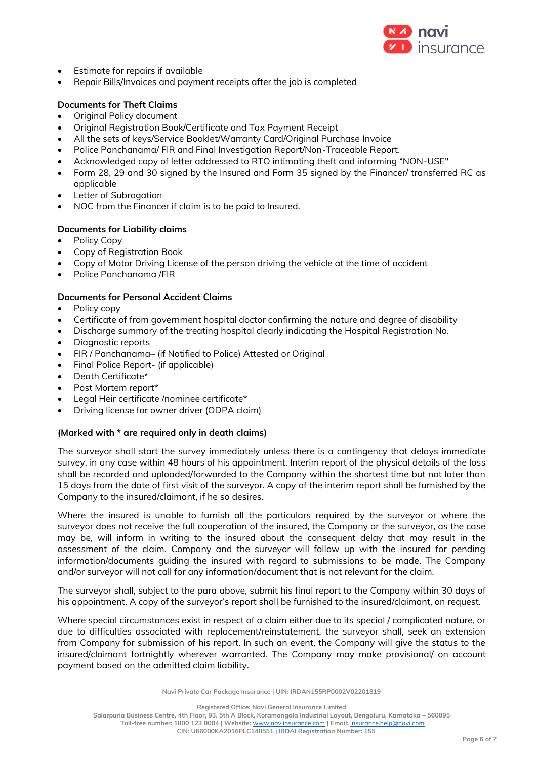- Estimate for repairs if available
- Repair Bills/Invoices and payment receipts after the job is completed

**Documents for Theft Claims**

- Original Policy document
- Original Registration Book/Certificate and Tax Payment Receipt
- All the sets of keys/Service Booklet/Warranty Card/Original Purchase Invoice
- Police Panchanama/ FIR and Final Investigation Report/Non-Traceable Report.
- Acknowledged copy of letter addressed to RTO intimating theft and informing "NON-USE"
- Form 28, 29 and 30 signed by the Insured and Form 35 signed by the Financer/ transferred RC as applicable
- Letter of Subrogation
- NOC from the Financer if claim is to be paid to Insured.

**Documents for Liability claims**

- Policy Copy
- Copy of Registration Book
- Copy of Motor Driving License of the person driving the vehicle at the time of accident
- Police Panchanama /FIR

**Documents for Personal Accident Claims**

- Policy copy
- Certificate of from government hospital doctor confirming the nature and degree of disability
- Discharge summary of the treating hospital clearly indicating the Hospital Registration No.
- Diagnostic reports
- FIR / Panchanama– (if Notified to Police) Attested or Original
- Final Police Report- (if applicable)
- Death Certificate*
- Post Mortem report*
- Legal Heir certificate /nominee certificate*
- Driving license for owner driver (ODPA claim)

**(Marked with * are required only in death claims)**

The surveyor shall start the survey immediately unless there is a contingency that delays immediate survey, in any case within 48 hours of his appointment. Interim report of the physical details of the loss shall be recorded and uploaded/forwarded to the Company within the shortest time but not later than 15 days from the date of first visit of the surveyor. A copy of the interim report shall be furnished by the Company to the insured/claimant, if he so desires.

Where the insured is unable to furnish all the particulars required by the surveyor or where the surveyor does not receive the full cooperation of the insured, the Company or the surveyor, as the case may be, will inform in writing to the insured about the consequent delay that may result in the assessment of the claim. Company and the surveyor will follow up with the insured for pending information/documents guiding the insured with regard to submissions to be made. The Company and/or surveyor will not call for any information/document that is not relevant for the claim.

The surveyor shall, subject to the para above, submit his final report to the Company within 30 days of his appointment. A copy of the surveyor's report shall be furnished to the insured/claimant, on request.

Where special circumstances exist in respect of a claim either due to its special / complicated nature, or due to difficulties associated with replacement/reinstatement, the surveyor shall, seek an extension from Company for submission of his report. In such an event, the Company will give the status to the insured/claimant fortnightly wherever warranted. The Company may make provisional/ on account payment based on the admitted claim liability.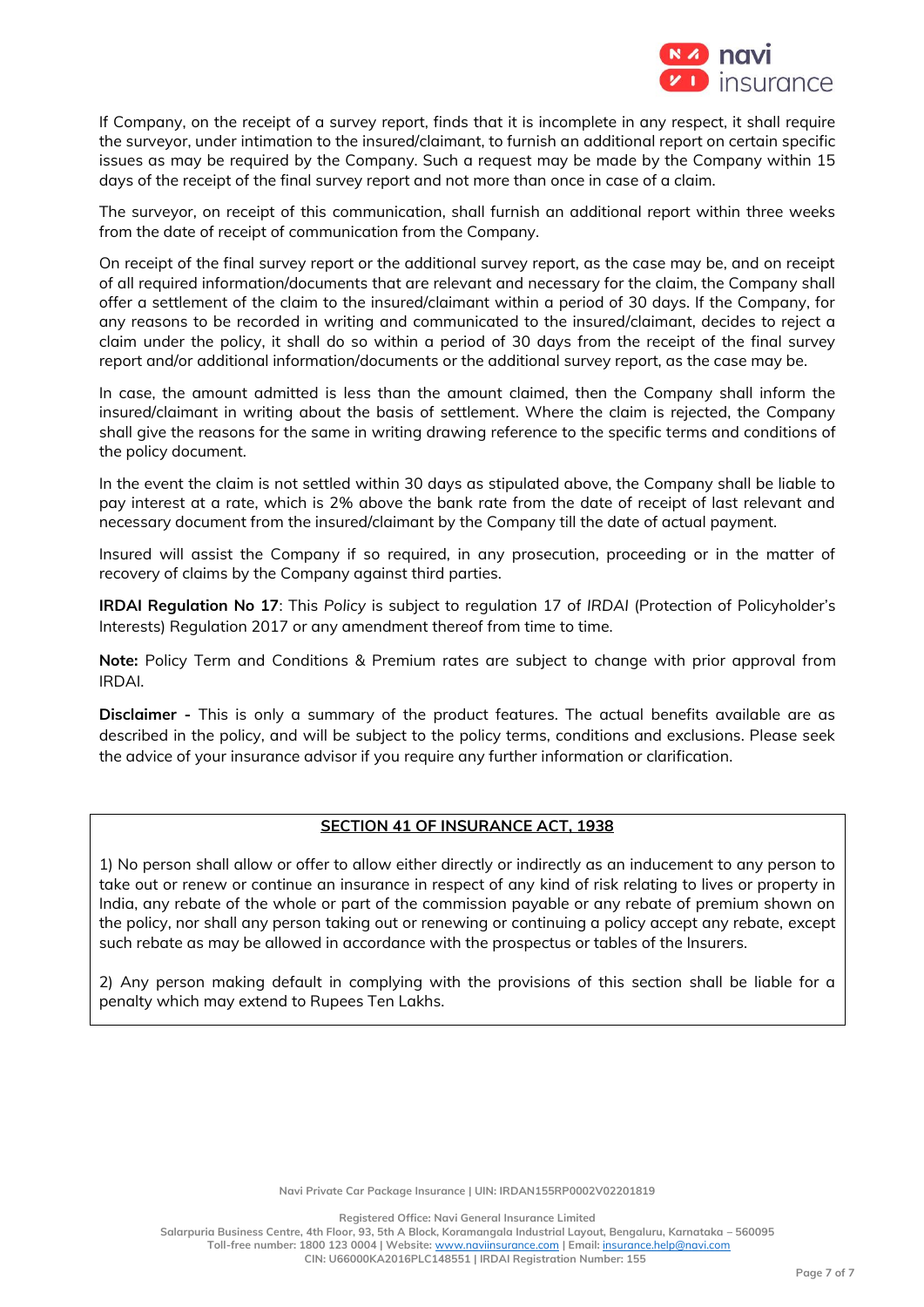If Company, on the receipt of a survey report, finds that it is incomplete in any respect, it shall require the surveyor, under intimation to the insured/claimant, to furnish an additional report on certain specific issues as may be required by the Company. Such a request may be made by the Company within 15 days of the receipt of the final survey report and not more than once in case of a claim.

The surveyor, on receipt of this communication, shall furnish an additional report within three weeks from the date of receipt of communication from the Company.

On receipt of the final survey report or the additional survey report, as the case may be, and on receipt of all required information/documents that are relevant and necessary for the claim, the Company shall offer a settlement of the claim to the insured/claimant within a period of 30 days. If the Company, for any reasons to be recorded in writing and communicated to the insured/claimant, decides to reject a claim under the policy, it shall do so within a period of 30 days from the receipt of the final survey report and/or additional information/documents or the additional survey report, as the case may be.

In case, the amount admitted is less than the amount claimed, then the Company shall inform the insured/claimant in writing about the basis of settlement. Where the claim is rejected, the Company shall give the reasons for the same in writing drawing reference to the specific terms and conditions of the policy document.

In the event the claim is not settled within 30 days as stipulated above, the Company shall be liable to pay interest at a rate, which is 2% above the bank rate from the date of receipt of last relevant and necessary document from the insured/claimant by the Company till the date of actual payment.

Insured will assist the Company if so required, in any prosecution, proceeding or in the matter of recovery of claims by the Company against third parties.

**IRDAI Regulation No 17**: This *Policy* is subject to regulation 17 of *IRDAI* (Protection of Policyholder's Interests) Regulation 2017 or any amendment thereof from time to time.

**Note:** Policy Term and Conditions & Premium rates are subject to change with prior approval from IRDAI.

**Disclaimer -** This is only a summary of the product features. The actual benefits available are as described in the policy, and will be subject to the policy terms, conditions and exclusions. Please seek the advice of your insurance advisor if you require any further information or clarification.

## SECTION 41 OF INSURANCE ACT, 1938

1) No person shall allow or offer to allow either directly or indirectly as an inducement to any person to take out or renew or continue an insurance in respect of any kind of risk relating to lives or property in India, any rebate of the whole or part of the commission payable or any rebate of premium shown on the policy, nor shall any person taking out or renewing or continuing a policy accept any rebate, except such rebate as may be allowed in accordance with the prospectus or tables of the Insurers.

2) Any person making default in complying with the provisions of this section shall be liable for a penalty which may extend to Rupees Ten Lakhs.